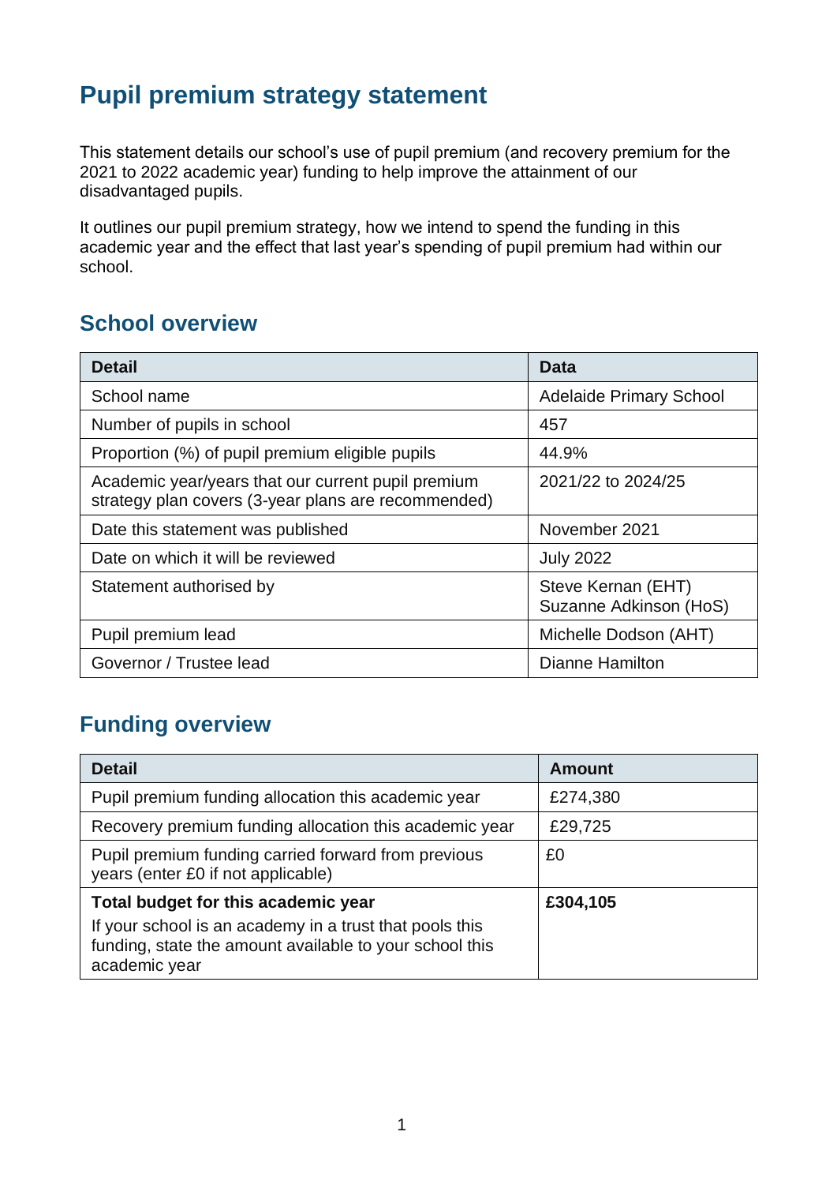# Pupil premium strategy statement

This statement details our school's use of pupil premium (and recovery premium for the 2021 to 2022 academic year) funding to help improve the attainment of our disadvantaged pupils.

It outlines our pupil premium strategy, how we intend to spend the funding in this academic year and the effect that last year's spending of pupil premium had within our school.

## School overview

| Detail | Data |
|---|---|
| School name | Adelaide Primary School |
| Number of pupils in school | 457 |
| Proportion (%) of pupil premium eligible pupils | 44.9% |
| Academic year/years that our current pupil premium strategy plan covers (3-year plans are recommended) | 2021/22 to 2024/25 |
| Date this statement was published | November 2021 |
| Date on which it will be reviewed | July 2022 |
| Statement authorised by | Steve Kernan (EHT)<br>Suzanne Adkinson (HoS) |
| Pupil premium lead | Michelle Dodson (AHT) |
| Governor / Trustee lead | Dianne Hamilton |

## Funding overview

| Detail | Amount |
|---|---|
| Pupil premium funding allocation this academic year | £274,380 |
| Recovery premium funding allocation this academic year | £29,725 |
| Pupil premium funding carried forward from previous years (enter £0 if not applicable) | £0 |
| **Total budget for this academic year**<br>If your school is an academy in a trust that pools this funding, state the amount available to your school this academic year | **£304,105** |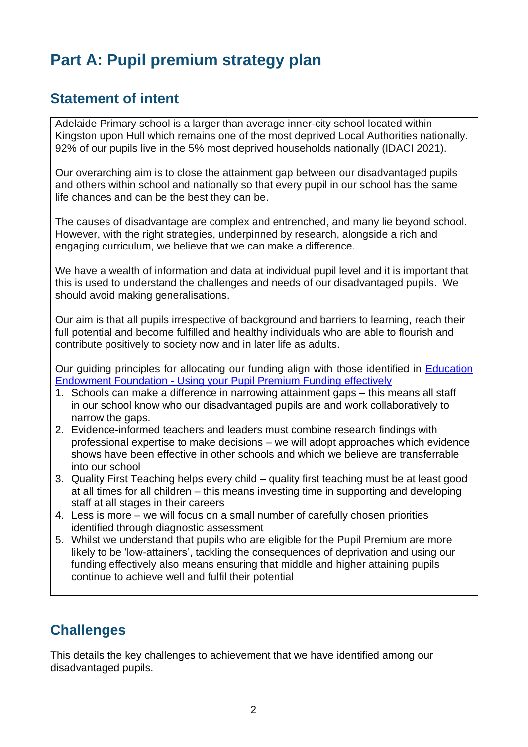# Part A: Pupil premium strategy plan

## Statement of intent

Adelaide Primary school is a larger than average inner-city school located within Kingston upon Hull which remains one of the most deprived Local Authorities nationally. 92% of our pupils live in the 5% most deprived households nationally (IDACI 2021).

Our overarching aim is to close the attainment gap between our disadvantaged pupils and others within school and nationally so that every pupil in our school has the same life chances and can be the best they can be.

The causes of disadvantage are complex and entrenched, and many lie beyond school. However, with the right strategies, underpinned by research, alongside a rich and engaging curriculum, we believe that we can make a difference.

We have a wealth of information and data at individual pupil level and it is important that this is used to understand the challenges and needs of our disadvantaged pupils. We should avoid making generalisations.

Our aim is that all pupils irrespective of background and barriers to learning, reach their full potential and become fulfilled and healthy individuals who are able to flourish and contribute positively to society now and in later life as adults.

Our guiding principles for allocating our funding align with those identified in [Education Endowment Foundation - Using your Pupil Premium Funding effectively]

1. Schools can make a difference in narrowing attainment gaps – this means all staff in our school know who our disadvantaged pupils are and work collaboratively to narrow the gaps.
2. Evidence-informed teachers and leaders must combine research findings with professional expertise to make decisions – we will adopt approaches which evidence shows have been effective in other schools and which we believe are transferrable into our school
3. Quality First Teaching helps every child – quality first teaching must be at least good at all times for all children – this means investing time in supporting and developing staff at all stages in their careers
4. Less is more – we will focus on a small number of carefully chosen priorities identified through diagnostic assessment
5. Whilst we understand that pupils who are eligible for the Pupil Premium are more likely to be 'low-attainers', tackling the consequences of deprivation and using our funding effectively also means ensuring that middle and higher attaining pupils continue to achieve well and fulfil their potential

## Challenges

This details the key challenges to achievement that we have identified among our disadvantaged pupils.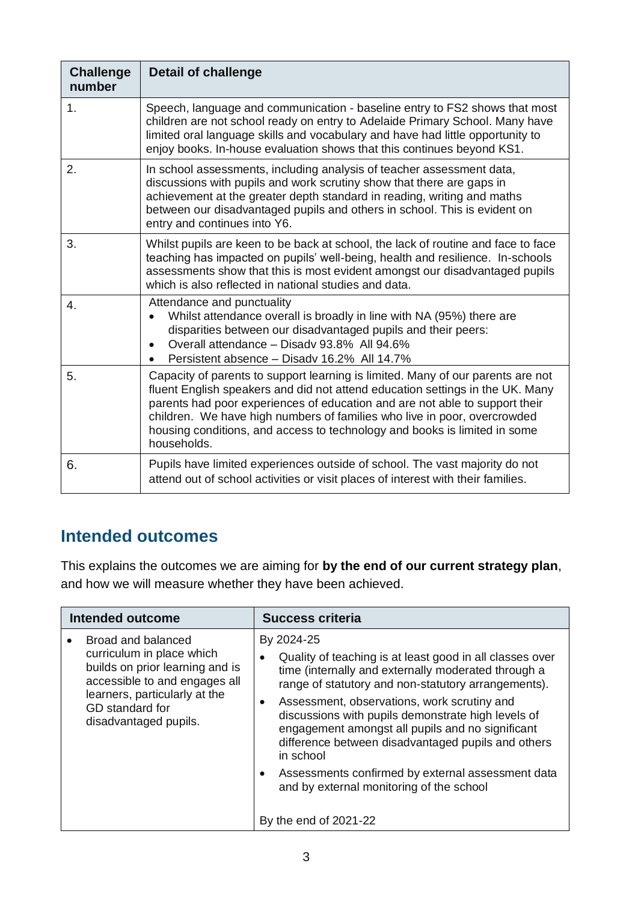| Challenge number | Detail of challenge |
|---|---|
| 1. | Speech, language and communication - baseline entry to FS2 shows that most children are not school ready on entry to Adelaide Primary School. Many have limited oral language skills and vocabulary and have had little opportunity to enjoy books. In-house evaluation shows that this continues beyond KS1. |
| 2. | In school assessments, including analysis of teacher assessment data, discussions with pupils and work scrutiny show that there are gaps in achievement at the greater depth standard in reading, writing and maths between our disadvantaged pupils and others in school. This is evident on entry and continues into Y6. |
| 3. | Whilst pupils are keen to be back at school, the lack of routine and face to face teaching has impacted on pupils' well-being, health and resilience. In-schools assessments show that this is most evident amongst our disadvantaged pupils which is also reflected in national studies and data. |
| 4. | Attendance and punctuality<br>• Whilst attendance overall is broadly in line with NA (95%) there are disparities between our disadvantaged pupils and their peers:<br>• Overall attendance – Disadv 93.8% All 94.6%<br>• Persistent absence – Disadv 16.2% All 14.7% |
| 5. | Capacity of parents to support learning is limited. Many of our parents are not fluent English speakers and did not attend education settings in the UK. Many parents had poor experiences of education and are not able to support their children. We have high numbers of families who live in poor, overcrowded housing conditions, and access to technology and books is limited in some households. |
| 6. | Pupils have limited experiences outside of school. The vast majority do not attend out of school activities or visit places of interest with their families. |

## Intended outcomes

This explains the outcomes we are aiming for **by the end of our current strategy plan**, and how we will measure whether they have been achieved.

| Intended outcome | Success criteria |
|---|---|
| • Broad and balanced curriculum in place which builds on prior learning and is accessible to and engages all learners, particularly at the GD standard for disadvantaged pupils. | By 2024-25<br>• Quality of teaching is at least good in all classes over time (internally and externally moderated through a range of statutory and non-statutory arrangements).<br>• Assessment, observations, work scrutiny and discussions with pupils demonstrate high levels of engagement amongst all pupils and no significant difference between disadvantaged pupils and others in school<br>• Assessments confirmed by external assessment data and by external monitoring of the school<br><br>By the end of 2021-22 |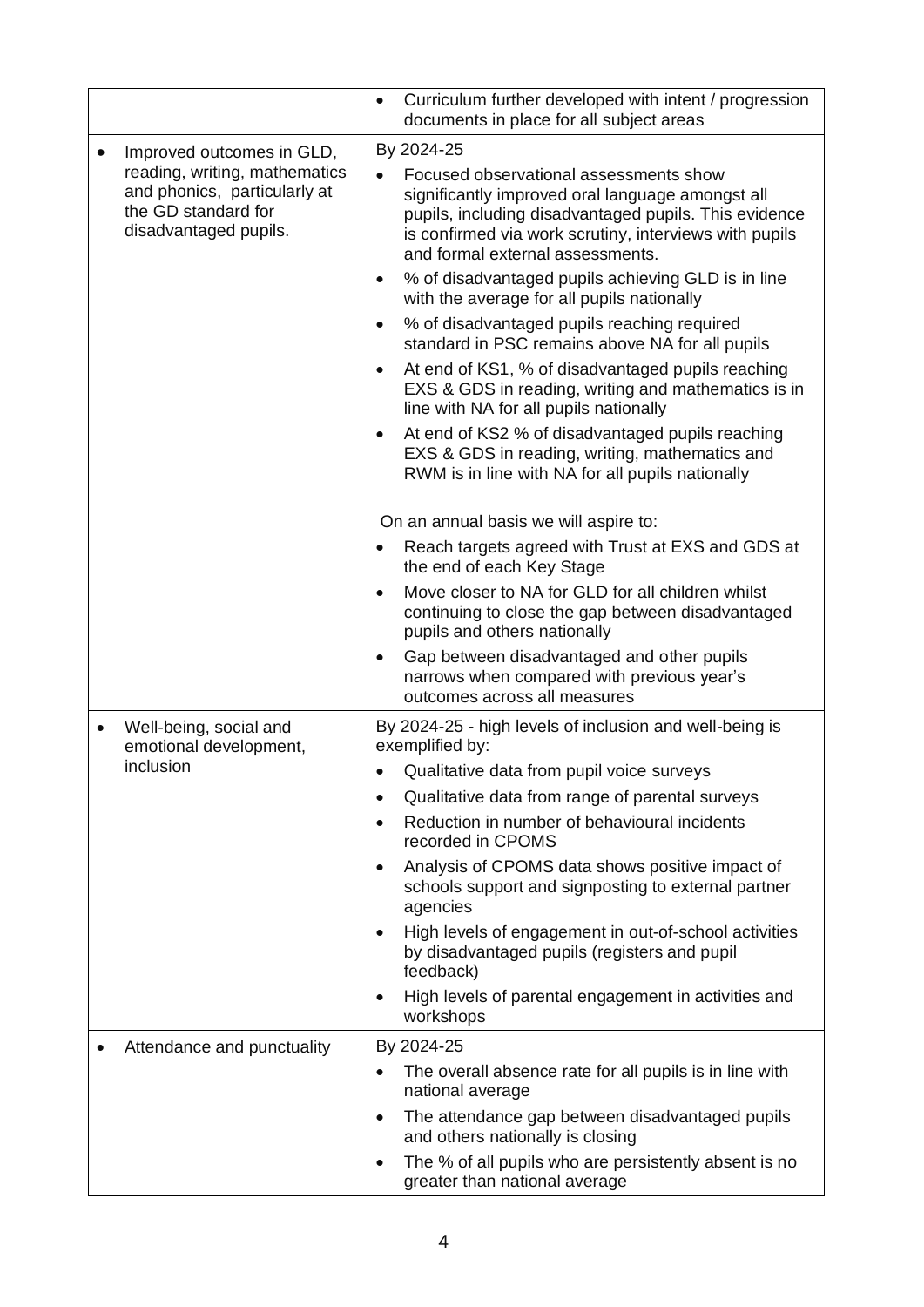| | |
|---|---|
| | • Curriculum further developed with intent / progression documents in place for all subject areas |
| • Improved outcomes in GLD, reading, writing, mathematics and phonics, particularly at the GD standard for disadvantaged pupils. | By 2024-25<br>• Focused observational assessments show significantly improved oral language amongst all pupils, including disadvantaged pupils. This evidence is confirmed via work scrutiny, interviews with pupils and formal external assessments.<br>• % of disadvantaged pupils achieving GLD is in line with the average for all pupils nationally<br>• % of disadvantaged pupils reaching required standard in PSC remains above NA for all pupils<br>• At end of KS1, % of disadvantaged pupils reaching EXS & GDS in reading, writing and mathematics is in line with NA for all pupils nationally<br>• At end of KS2 % of disadvantaged pupils reaching EXS & GDS in reading, writing, mathematics and RWM is in line with NA for all pupils nationally<br><br>On an annual basis we will aspire to:<br>• Reach targets agreed with Trust at EXS and GDS at the end of each Key Stage<br>• Move closer to NA for GLD for all children whilst continuing to close the gap between disadvantaged pupils and others nationally<br>• Gap between disadvantaged and other pupils narrows when compared with previous year's outcomes across all measures |
| • Well-being, social and emotional development, inclusion | By 2024-25 - high levels of inclusion and well-being is exemplified by:<br>• Qualitative data from pupil voice surveys<br>• Qualitative data from range of parental surveys<br>• Reduction in number of behavioural incidents recorded in CPOMS<br>• Analysis of CPOMS data shows positive impact of schools support and signposting to external partner agencies<br>• High levels of engagement in out-of-school activities by disadvantaged pupils (registers and pupil feedback)<br>• High levels of parental engagement in activities and workshops |
| • Attendance and punctuality | By 2024-25<br>• The overall absence rate for all pupils is in line with national average<br>• The attendance gap between disadvantaged pupils and others nationally is closing<br>• The % of all pupils who are persistently absent is no greater than national average |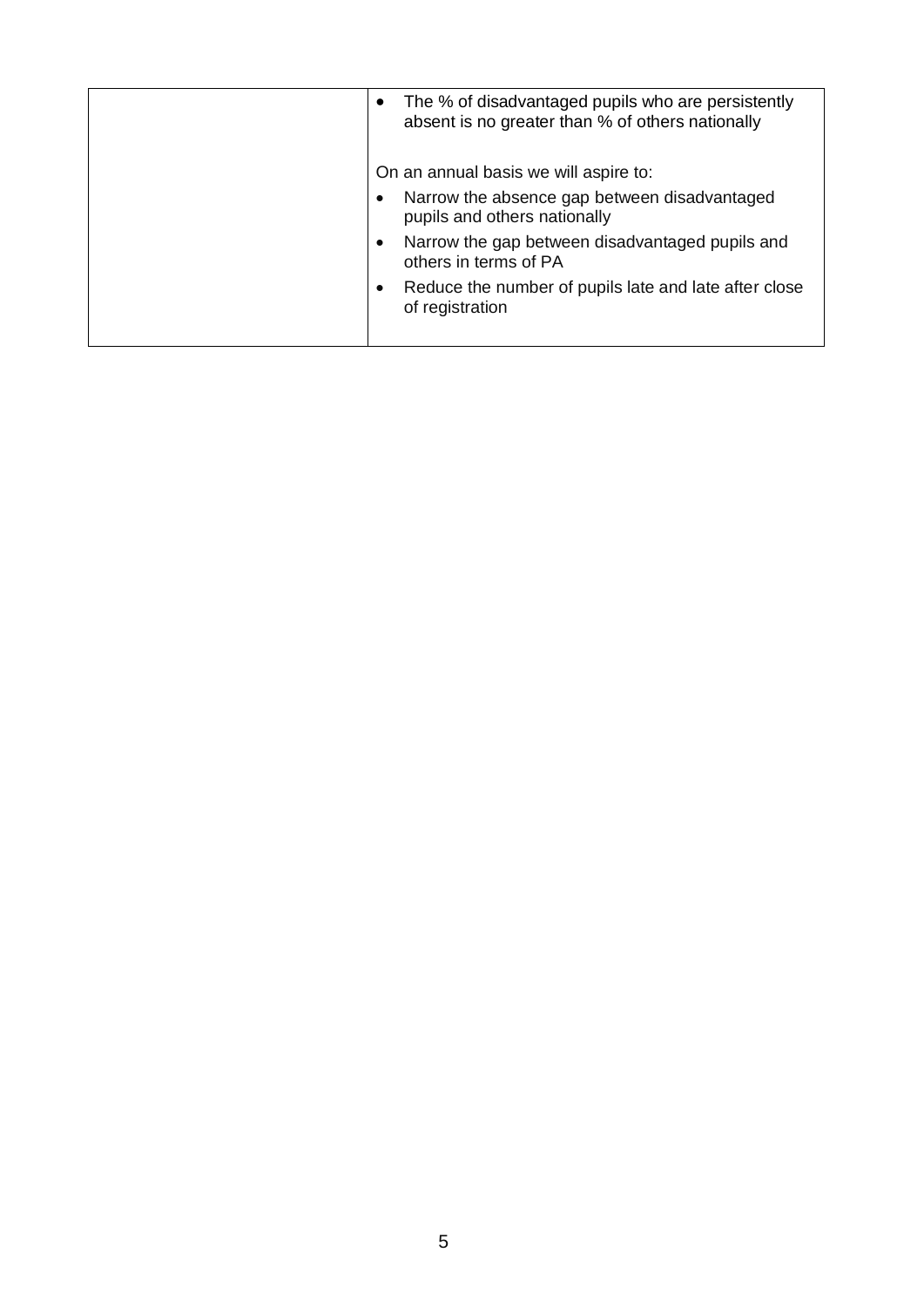| | |
|---|---|
| | • The % of disadvantaged pupils who are persistently absent is no greater than % of others nationally<br><br>On an annual basis we will aspire to:<br>• Narrow the absence gap between disadvantaged pupils and others nationally<br>• Narrow the gap between disadvantaged pupils and others in terms of PA<br>• Reduce the number of pupils late and late after close of registration |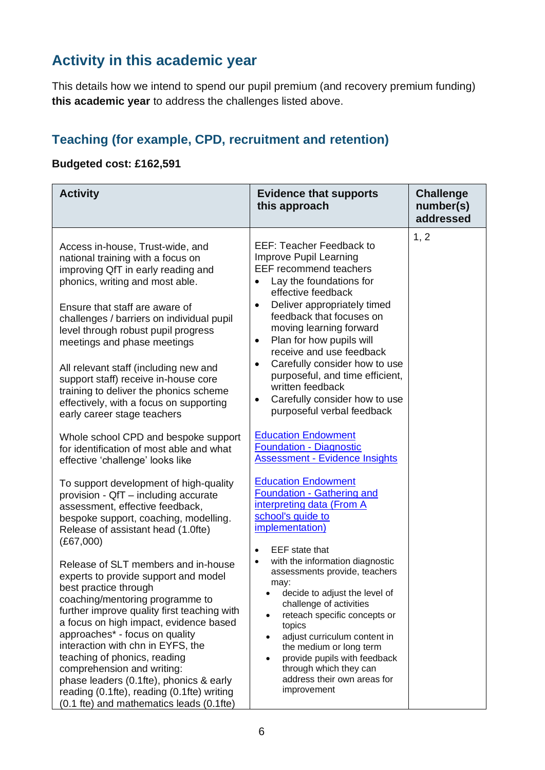## Activity in this academic year

This details how we intend to spend our pupil premium (and recovery premium funding) **this academic year** to address the challenges listed above.

### Teaching (for example, CPD, recruitment and retention)

**Budgeted cost: £162,591**

| Activity | Evidence that supports this approach | Challenge number(s) addressed |
|---|---|---|
| Access in-house, Trust-wide, and national training with a focus on improving QfT in early reading and phonics, writing and most able.<br><br>Ensure that staff are aware of challenges / barriers on individual pupil level through robust pupil progress meetings and phase meetings<br><br>All relevant staff (including new and support staff) receive in-house core training to deliver the phonics scheme effectively, with a focus on supporting early career stage teachers<br><br>Whole school CPD and bespoke support for identification of most able and what effective 'challenge' looks like<br><br>To support development of high-quality provision - QfT – including accurate assessment, effective feedback, bespoke support, coaching, modelling. Release of assistant head (1.0fte) (£67,000)<br><br>Release of SLT members and in-house experts to provide support and model best practice through coaching/mentoring programme to further improve quality first teaching with a focus on high impact, evidence based approaches* - focus on quality interaction with chn in EYFS, the teaching of phonics, reading comprehension and writing: phase leaders (0.1fte), phonics & early reading (0.1fte), reading (0.1fte) writing (0.1 fte) and mathematics leads (0.1fte) | EEF: Teacher Feedback to Improve Pupil Learning<br>EEF recommend teachers<br>• Lay the foundations for effective feedback<br>• Deliver appropriately timed feedback that focuses on moving learning forward<br>• Plan for how pupils will receive and use feedback<br>• Carefully consider how to use purposeful, and time efficient, written feedback<br>• Carefully consider how to use purposeful verbal feedback<br><br>Education Endowment Foundation - Diagnostic Assessment - Evidence Insights<br><br>Education Endowment Foundation - Gathering and interpreting data (From A school's guide to implementation)<br><br>• EEF state that<br>• with the information diagnostic assessments provide, teachers may:<br>&nbsp;&nbsp;• decide to adjust the level of challenge of activities<br>&nbsp;&nbsp;• reteach specific concepts or topics<br>&nbsp;&nbsp;• adjust curriculum content in the medium or long term<br>&nbsp;&nbsp;• provide pupils with feedback through which they can address their own areas for improvement | 1, 2 |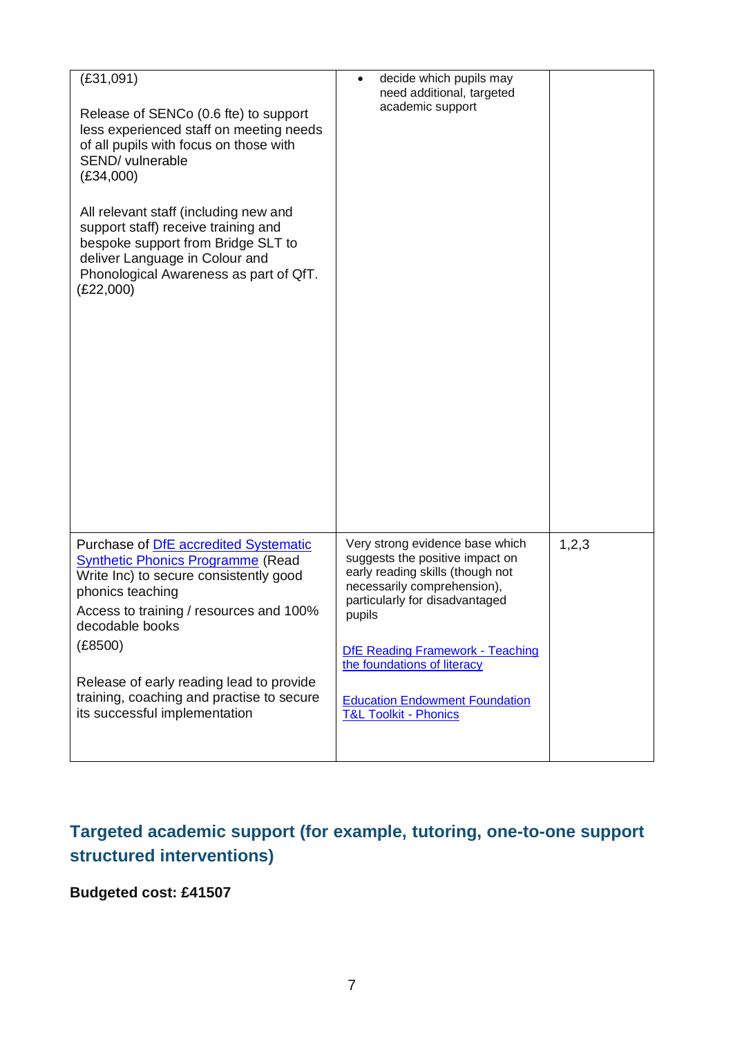| | | |
|---|---|---|
| (£31,091)<br><br>Release of SENCo (0.6 fte) to support less experienced staff on meeting needs of all pupils with focus on those with SEND/ vulnerable<br>(£34,000)<br><br>All relevant staff (including new and support staff) receive training and bespoke support from Bridge SLT to deliver Language in Colour and Phonological Awareness as part of QfT.<br>(£22,000) | • decide which pupils may need additional, targeted academic support | |
| Purchase of DfE accredited Systematic Synthetic Phonics Programme (Read Write Inc) to secure consistently good phonics teaching<br>Access to training / resources and 100% decodable books<br>(£8500)<br><br>Release of early reading lead to provide training, coaching and practise to secure its successful implementation | Very strong evidence base which suggests the positive impact on early reading skills (though not necessarily comprehension), particularly for disadvantaged pupils<br><br>DfE Reading Framework - Teaching the foundations of literacy<br><br>Education Endowment Foundation T&L Toolkit - Phonics | 1,2,3 |

## Targeted academic support (for example, tutoring, one-to-one support structured interventions)

**Budgeted cost: £41507**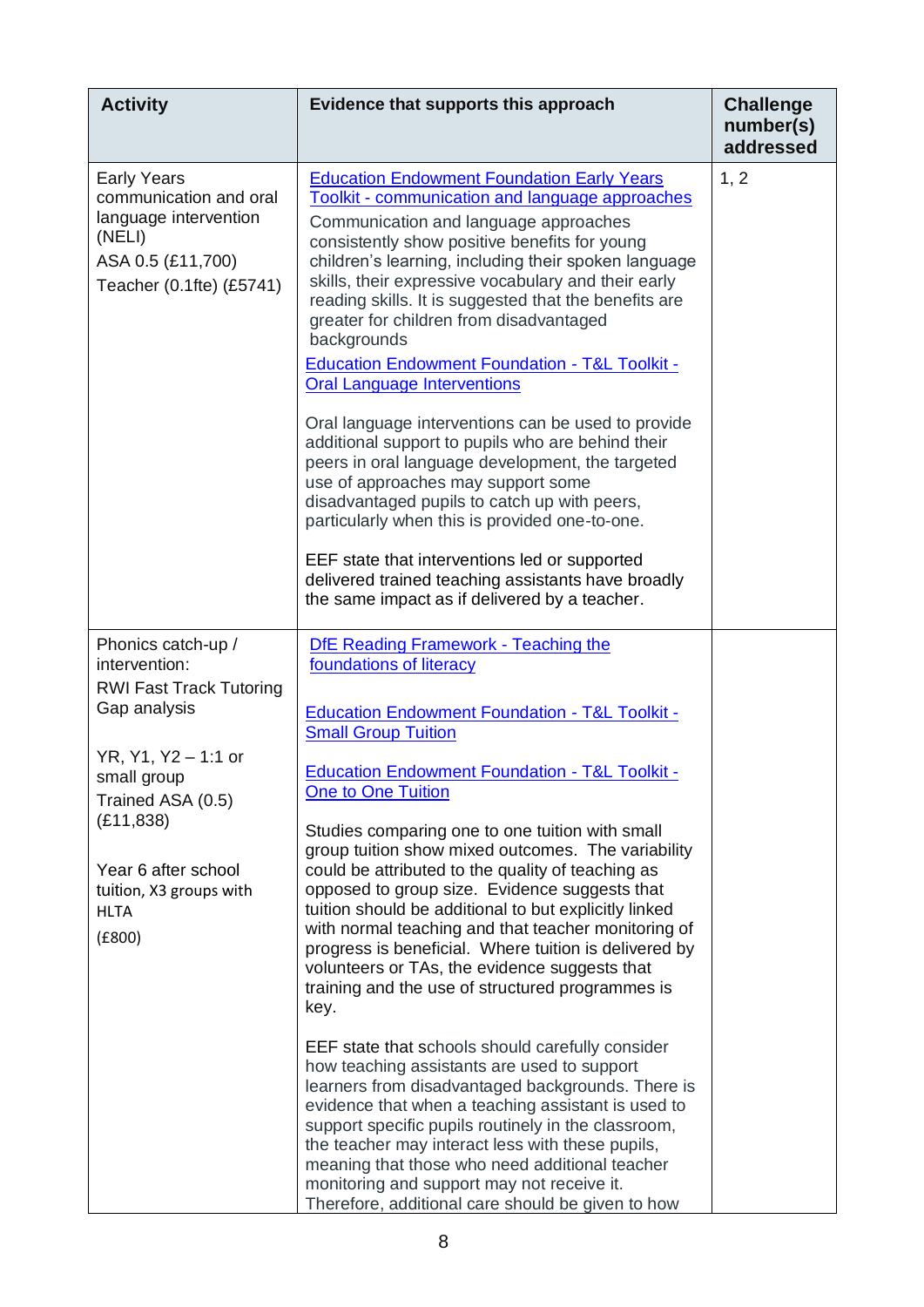| Activity | Evidence that supports this approach | Challenge number(s) addressed |
| --- | --- | --- |
| Early Years communication and oral language intervention (NELI)<br>ASA 0.5 (£11,700)<br>Teacher (0.1fte) (£5741) | Education Endowment Foundation Early Years Toolkit - communication and language approaches<br>Communication and language approaches consistently show positive benefits for young children's learning, including their spoken language skills, their expressive vocabulary and their early reading skills. It is suggested that the benefits are greater for children from disadvantaged backgrounds<br>Education Endowment Foundation - T&L Toolkit - Oral Language Interventions<br><br>Oral language interventions can be used to provide additional support to pupils who are behind their peers in oral language development, the targeted use of approaches may support some disadvantaged pupils to catch up with peers, particularly when this is provided one-to-one.<br><br>EEF state that interventions led or supported delivered trained teaching assistants have broadly the same impact as if delivered by a teacher. | 1, 2 |
| Phonics catch-up / intervention:<br>RWI Fast Track Tutoring Gap analysis<br><br>YR, Y1, Y2 – 1:1 or small group<br>Trained ASA (0.5) (£11,838)<br><br>Year 6 after school tuition, X3 groups with HLTA<br>(£800) | DfE Reading Framework - Teaching the foundations of literacy<br><br>Education Endowment Foundation - T&L Toolkit - Small Group Tuition<br><br>Education Endowment Foundation - T&L Toolkit - One to One Tuition<br><br>Studies comparing one to one tuition with small group tuition show mixed outcomes. The variability could be attributed to the quality of teaching as opposed to group size. Evidence suggests that tuition should be additional to but explicitly linked with normal teaching and that teacher monitoring of progress is beneficial. Where tuition is delivered by volunteers or TAs, the evidence suggests that training and the use of structured programmes is key.<br><br>EEF state that schools should carefully consider how teaching assistants are used to support learners from disadvantaged backgrounds. There is evidence that when a teaching assistant is used to support specific pupils routinely in the classroom, the teacher may interact less with these pupils, meaning that those who need additional teacher monitoring and support may not receive it. Therefore, additional care should be given to how | |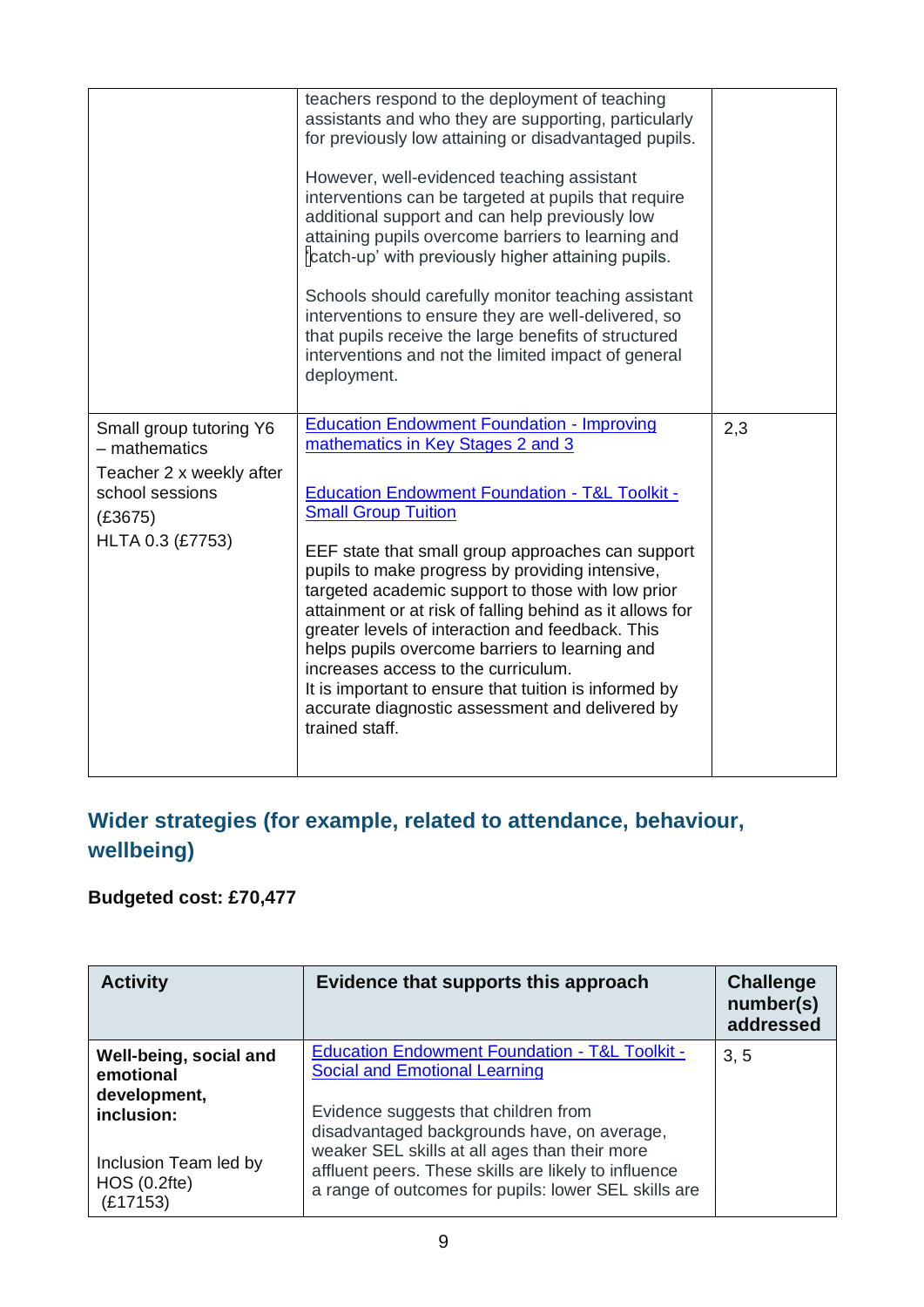| | | |
|---|---|---|
| | teachers respond to the deployment of teaching assistants and who they are supporting, particularly for previously low attaining or disadvantaged pupils.<br><br>However, well-evidenced teaching assistant interventions can be targeted at pupils that require additional support and can help previously low attaining pupils overcome barriers to learning and 'catch-up' with previously higher attaining pupils.<br><br>Schools should carefully monitor teaching assistant interventions to ensure they are well-delivered, so that pupils receive the large benefits of structured interventions and not the limited impact of general deployment. | |
| Small group tutoring Y6 – mathematics<br>Teacher 2 x weekly after school sessions<br>(£3675)<br>HLTA 0.3 (£7753) | [Education Endowment Foundation - Improving mathematics in Key Stages 2 and 3]<br><br>[Education Endowment Foundation - T&L Toolkit - Small Group Tuition]<br><br>EEF state that small group approaches can support pupils to make progress by providing intensive, targeted academic support to those with low prior attainment or at risk of falling behind as it allows for greater levels of interaction and feedback. This helps pupils overcome barriers to learning and increases access to the curriculum.<br>It is important to ensure that tuition is informed by accurate diagnostic assessment and delivered by trained staff. | 2,3 |

## Wider strategies (for example, related to attendance, behaviour, wellbeing)

**Budgeted cost: £70,477**

| Activity | Evidence that supports this approach | Challenge number(s) addressed |
|---|---|---|
| **Well-being, social and emotional development, inclusion:**<br><br>Inclusion Team led by HOS (0.2fte)<br>(£17153) | [Education Endowment Foundation - T&L Toolkit - Social and Emotional Learning]<br><br>Evidence suggests that children from disadvantaged backgrounds have, on average, weaker SEL skills at all ages than their more affluent peers. These skills are likely to influence a range of outcomes for pupils: lower SEL skills are | 3, 5 |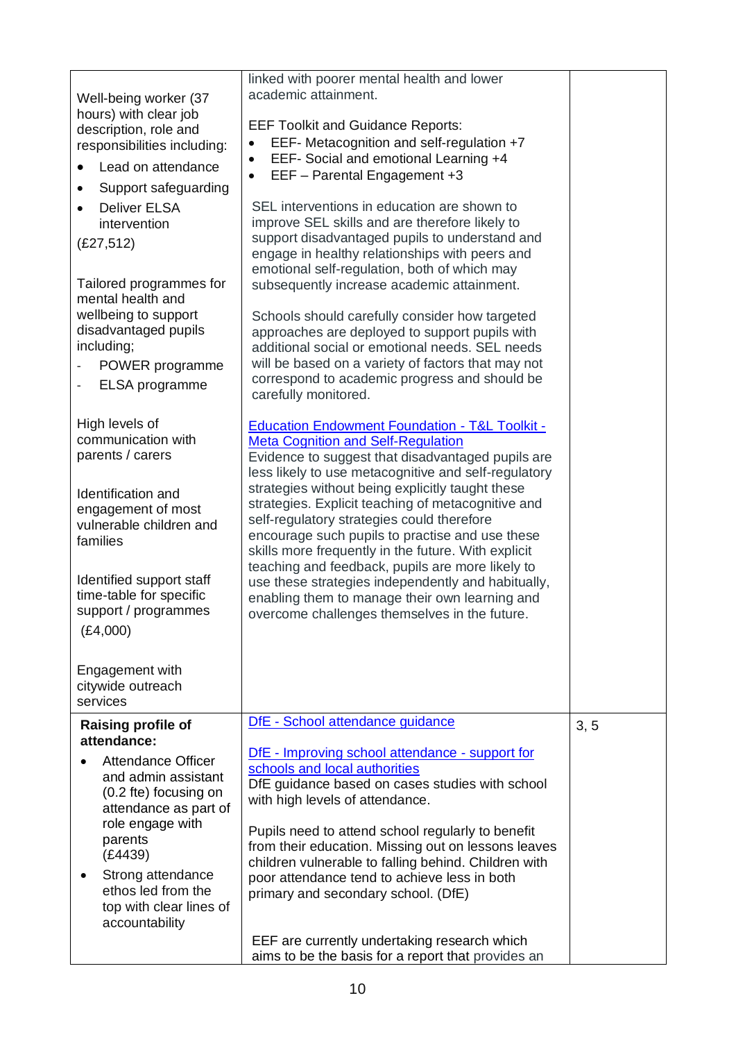| | | |
|---|---|---|
| Well-being worker (37 hours) with clear job description, role and responsibilities including:<br>• Lead on attendance<br>• Support safeguarding<br>• Deliver ELSA intervention<br>(£27,512)<br><br>Tailored programmes for mental health and wellbeing to support disadvantaged pupils including;<br>- POWER programme<br>- ELSA programme<br><br>High levels of communication with parents / carers<br><br>Identification and engagement of most vulnerable children and families<br><br>Identified support staff time-table for specific support / programmes<br>(£4,000)<br><br>Engagement with citywide outreach services | linked with poorer mental health and lower academic attainment.<br><br>EEF Toolkit and Guidance Reports:<br>• EEF- Metacognition and self-regulation +7<br>• EEF- Social and emotional Learning +4<br>• EEF – Parental Engagement +3<br><br>SEL interventions in education are shown to improve SEL skills and are therefore likely to support disadvantaged pupils to understand and engage in healthy relationships with peers and emotional self-regulation, both of which may subsequently increase academic attainment.<br><br>Schools should carefully consider how targeted approaches are deployed to support pupils with additional social or emotional needs. SEL needs will be based on a variety of factors that may not correspond to academic progress and should be carefully monitored.<br><br>Education Endowment Foundation - T&L Toolkit - Meta Cognition and Self-Regulation<br>Evidence to suggest that disadvantaged pupils are less likely to use metacognitive and self-regulatory strategies without being explicitly taught these strategies. Explicit teaching of metacognitive and self-regulatory strategies could therefore encourage such pupils to practise and use these skills more frequently in the future. With explicit teaching and feedback, pupils are more likely to use these strategies independently and habitually, enabling them to manage their own learning and overcome challenges themselves in the future. | |
| **Raising profile of attendance:**<br>• Attendance Officer and admin assistant (0.2 fte) focusing on attendance as part of role engage with parents (£4439)<br>• Strong attendance ethos led from the top with clear lines of accountability | DfE - School attendance guidance<br><br>DfE - Improving school attendance - support for schools and local authorities<br>DfE guidance based on cases studies with school with high levels of attendance.<br><br>Pupils need to attend school regularly to benefit from their education. Missing out on lessons leaves children vulnerable to falling behind. Children with poor attendance tend to achieve less in both primary and secondary school. (DfE)<br><br>EEF are currently undertaking research which aims to be the basis for a report that provides an | 3, 5 |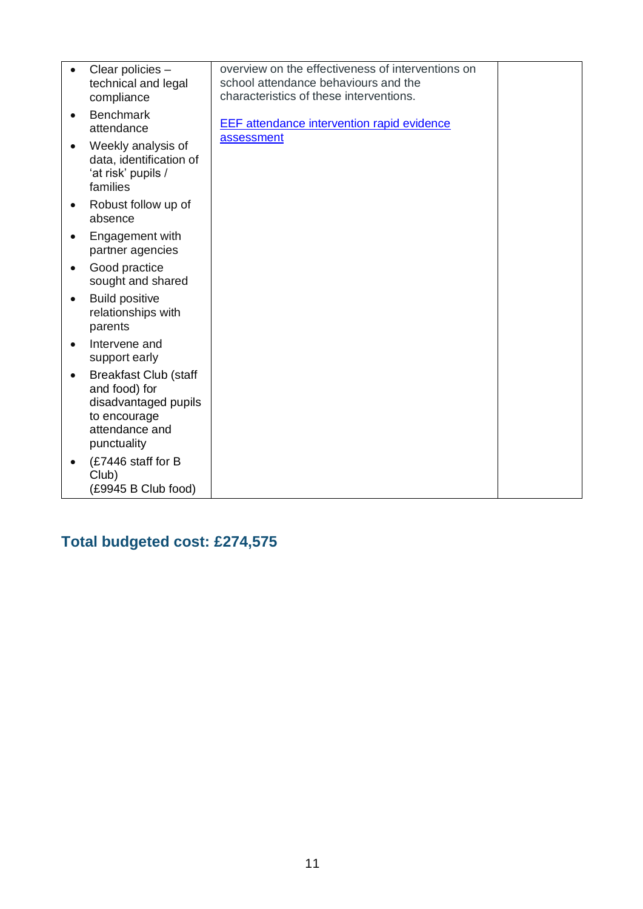| | | |
|---|---|---|
| • Clear policies – technical and legal compliance<br>• Benchmark attendance<br>• Weekly analysis of data, identification of 'at risk' pupils / families<br>• Robust follow up of absence<br>• Engagement with partner agencies<br>• Good practice sought and shared<br>• Build positive relationships with parents<br>• Intervene and support early<br>• Breakfast Club (staff and food) for disadvantaged pupils to encourage attendance and punctuality<br>• (£7446 staff for B Club) (£9945 B Club food) | overview on the effectiveness of interventions on school attendance behaviours and the characteristics of these interventions.<br><br>[EEF attendance intervention rapid evidence assessment] | |

## Total budgeted cost: £274,575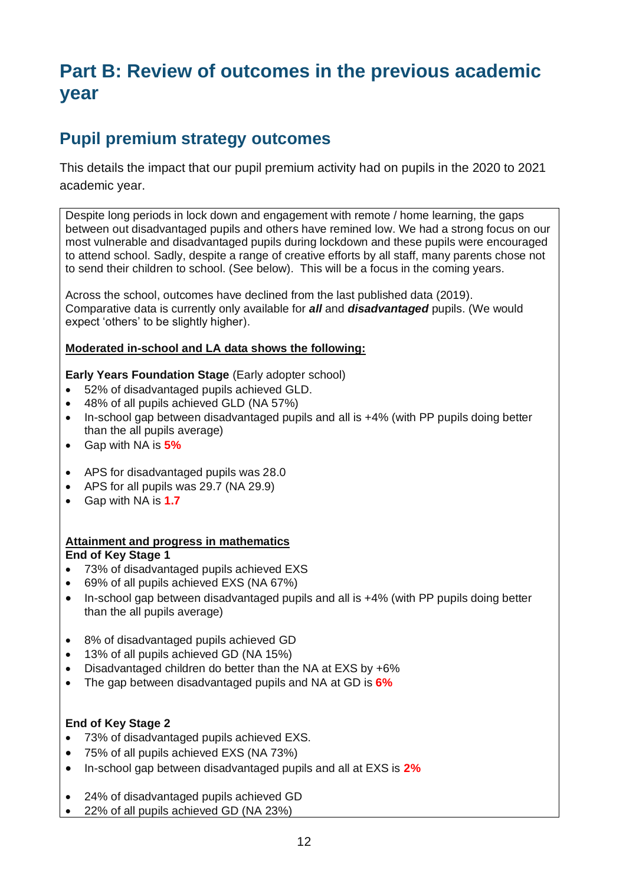# Part B: Review of outcomes in the previous academic year

## Pupil premium strategy outcomes

This details the impact that our pupil premium activity had on pupils in the 2020 to 2021 academic year.

Despite long periods in lock down and engagement with remote / home learning, the gaps between out disadvantaged pupils and others have remined low. We had a strong focus on our most vulnerable and disadvantaged pupils during lockdown and these pupils were encouraged to attend school. Sadly, despite a range of creative efforts by all staff, many parents chose not to send their children to school. (See below). This will be a focus in the coming years.

Across the school, outcomes have declined from the last published data (2019). Comparative data is currently only available for ***all*** and ***disadvantaged*** pupils. (We would expect 'others' to be slightly higher).

**Moderated in-school and LA data shows the following:**

**Early Years Foundation Stage** (Early adopter school)

- 52% of disadvantaged pupils achieved GLD.
- 48% of all pupils achieved GLD (NA 57%)
- In-school gap between disadvantaged pupils and all is +4% (with PP pupils doing better than the all pupils average)
- Gap with NA is **5%**

- APS for disadvantaged pupils was 28.0
- APS for all pupils was 29.7 (NA 29.9)
- Gap with NA is **1.7**

**Attainment and progress in mathematics**

**End of Key Stage 1**

- 73% of disadvantaged pupils achieved EXS
- 69% of all pupils achieved EXS (NA 67%)
- In-school gap between disadvantaged pupils and all is +4% (with PP pupils doing better than the all pupils average)

- 8% of disadvantaged pupils achieved GD
- 13% of all pupils achieved GD (NA 15%)
- Disadvantaged children do better than the NA at EXS by +6%
- The gap between disadvantaged pupils and NA at GD is **6%**

**End of Key Stage 2**

- 73% of disadvantaged pupils achieved EXS.
- 75% of all pupils achieved EXS (NA 73%)
- In-school gap between disadvantaged pupils and all at EXS is **2%**

- 24% of disadvantaged pupils achieved GD
- 22% of all pupils achieved GD (NA 23%)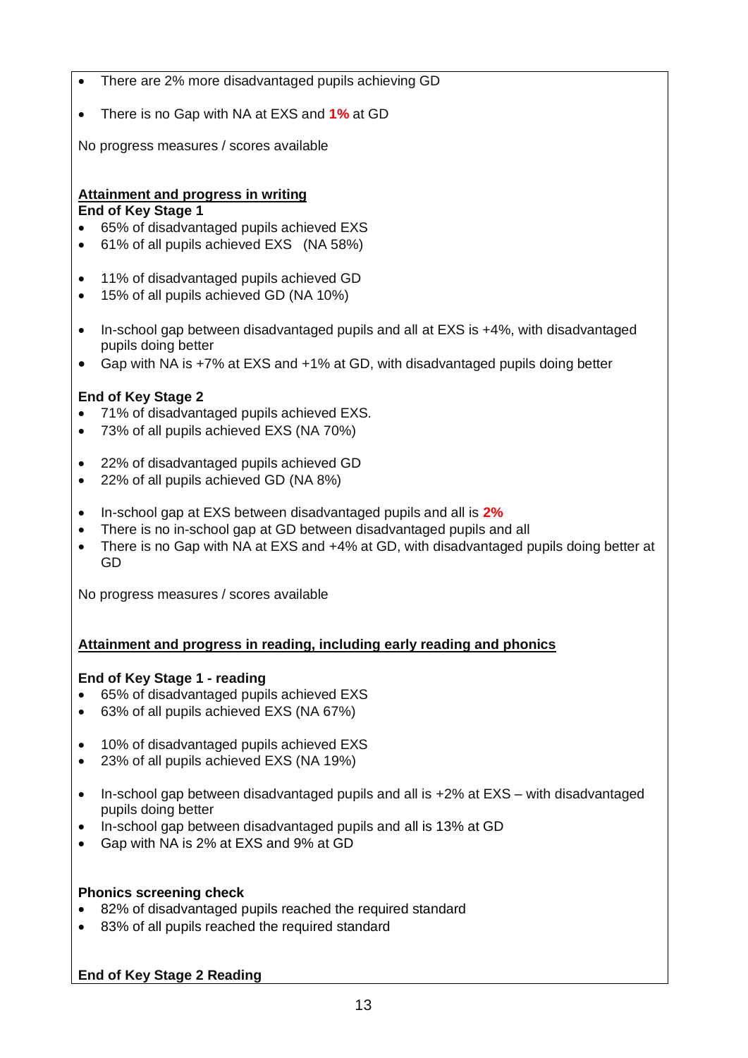- There are 2% more disadvantaged pupils achieving GD
- There is no Gap with NA at EXS and **1%** at GD

No progress measures / scores available

**Attainment and progress in writing**

**End of Key Stage 1**

- 65% of disadvantaged pupils achieved EXS
- 61% of all pupils achieved EXS (NA 58%)

- 11% of disadvantaged pupils achieved GD
- 15% of all pupils achieved GD (NA 10%)

- In-school gap between disadvantaged pupils and all at EXS is +4%, with disadvantaged pupils doing better
- Gap with NA is +7% at EXS and +1% at GD, with disadvantaged pupils doing better

**End of Key Stage 2**

- 71% of disadvantaged pupils achieved EXS.
- 73% of all pupils achieved EXS (NA 70%)

- 22% of disadvantaged pupils achieved GD
- 22% of all pupils achieved GD (NA 8%)

- In-school gap at EXS between disadvantaged pupils and all is **2%**
- There is no in-school gap at GD between disadvantaged pupils and all
- There is no Gap with NA at EXS and +4% at GD, with disadvantaged pupils doing better at GD

No progress measures / scores available

**Attainment and progress in reading, including early reading and phonics**

**End of Key Stage 1 - reading**

- 65% of disadvantaged pupils achieved EXS
- 63% of all pupils achieved EXS (NA 67%)

- 10% of disadvantaged pupils achieved EXS
- 23% of all pupils achieved EXS (NA 19%)

- In-school gap between disadvantaged pupils and all is +2% at EXS – with disadvantaged pupils doing better
- In-school gap between disadvantaged pupils and all is 13% at GD
- Gap with NA is 2% at EXS and 9% at GD

**Phonics screening check**

- 82% of disadvantaged pupils reached the required standard
- 83% of all pupils reached the required standard

**End of Key Stage 2 Reading**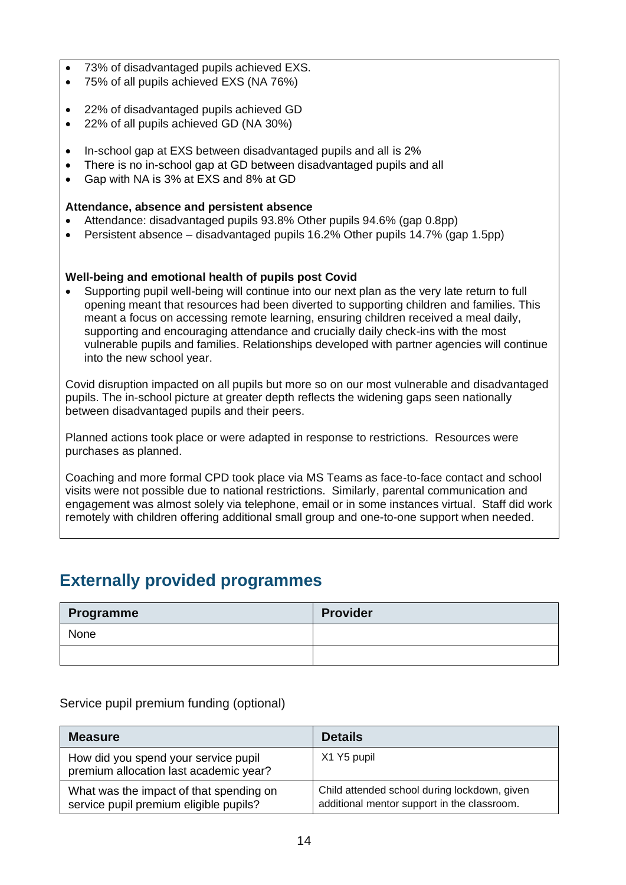- 73% of disadvantaged pupils achieved EXS.
- 75% of all pupils achieved EXS (NA 76%)

- 22% of disadvantaged pupils achieved GD
- 22% of all pupils achieved GD (NA 30%)

- In-school gap at EXS between disadvantaged pupils and all is 2%
- There is no in-school gap at GD between disadvantaged pupils and all
- Gap with NA is 3% at EXS and 8% at GD

**Attendance, absence and persistent absence**

- Attendance: disadvantaged pupils 93.8% Other pupils 94.6% (gap 0.8pp)
- Persistent absence – disadvantaged pupils 16.2% Other pupils 14.7% (gap 1.5pp)

**Well-being and emotional health of pupils post Covid**

- Supporting pupil well-being will continue into our next plan as the very late return to full opening meant that resources had been diverted to supporting children and families. This meant a focus on accessing remote learning, ensuring children received a meal daily, supporting and encouraging attendance and crucially daily check-ins with the most vulnerable pupils and families. Relationships developed with partner agencies will continue into the new school year.

Covid disruption impacted on all pupils but more so on our most vulnerable and disadvantaged pupils. The in-school picture at greater depth reflects the widening gaps seen nationally between disadvantaged pupils and their peers.

Planned actions took place or were adapted in response to restrictions. Resources were purchases as planned.

Coaching and more formal CPD took place via MS Teams as face-to-face contact and school visits were not possible due to national restrictions. Similarly, parental communication and engagement was almost solely via telephone, email or in some instances virtual. Staff did work remotely with children offering additional small group and one-to-one support when needed.

## Externally provided programmes

| Programme | Provider |
|---|---|
| None | |
| | |

Service pupil premium funding (optional)

| Measure | Details |
|---|---|
| How did you spend your service pupil premium allocation last academic year? | X1 Y5 pupil |
| What was the impact of that spending on service pupil premium eligible pupils? | Child attended school during lockdown, given additional mentor support in the classroom. |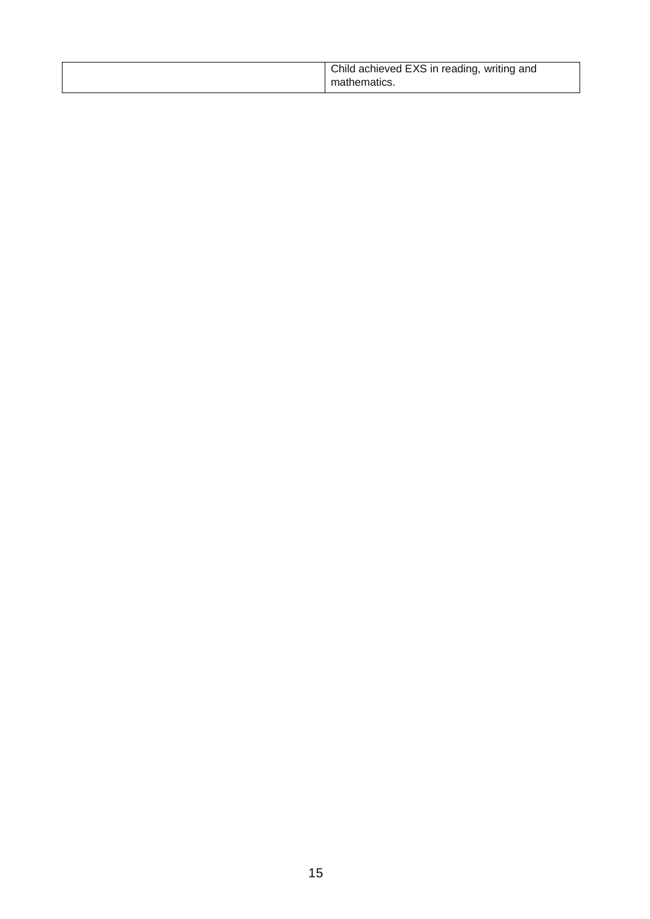| | |
|---|---|
| | Child achieved EXS in reading, writing and mathematics. |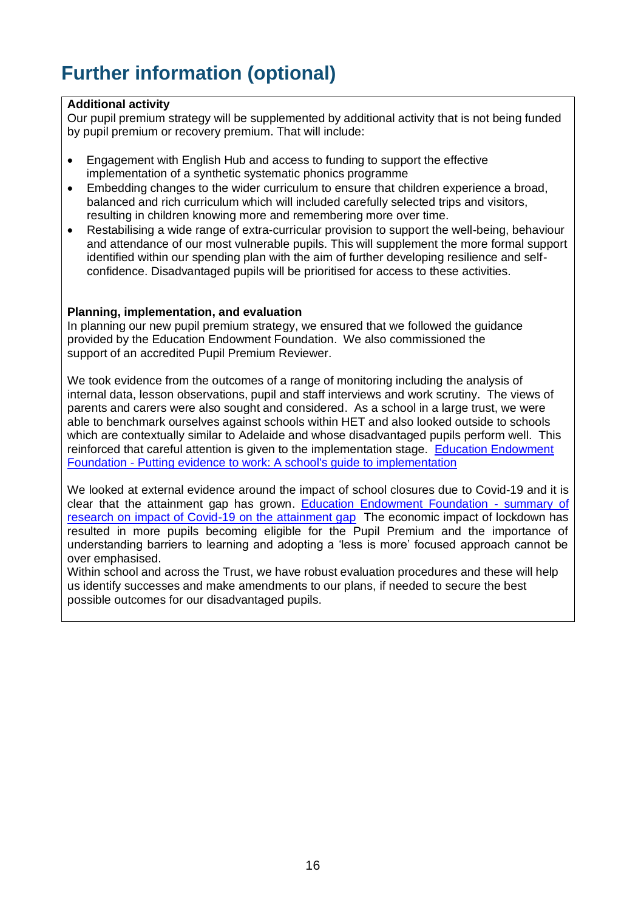# Further information (optional)

**Additional activity**

Our pupil premium strategy will be supplemented by additional activity that is not being funded by pupil premium or recovery premium. That will include:

- Engagement with English Hub and access to funding to support the effective implementation of a synthetic systematic phonics programme
- Embedding changes to the wider curriculum to ensure that children experience a broad, balanced and rich curriculum which will included carefully selected trips and visitors, resulting in children knowing more and remembering more over time.
- Restabilising a wide range of extra-curricular provision to support the well-being, behaviour and attendance of our most vulnerable pupils. This will supplement the more formal support identified within our spending plan with the aim of further developing resilience and self-confidence. Disadvantaged pupils will be prioritised for access to these activities.

**Planning, implementation, and evaluation**

In planning our new pupil premium strategy, we ensured that we followed the guidance provided by the Education Endowment Foundation. We also commissioned the support of an accredited Pupil Premium Reviewer.

We took evidence from the outcomes of a range of monitoring including the analysis of internal data, lesson observations, pupil and staff interviews and work scrutiny. The views of parents and carers were also sought and considered. As a school in a large trust, we were able to benchmark ourselves against schools within HET and also looked outside to schools which are contextually similar to Adelaide and whose disadvantaged pupils perform well. This reinforced that careful attention is given to the implementation stage. Education Endowment Foundation - Putting evidence to work: A school's guide to implementation

We looked at external evidence around the impact of school closures due to Covid-19 and it is clear that the attainment gap has grown. Education Endowment Foundation - summary of research on impact of Covid-19 on the attainment gap The economic impact of lockdown has resulted in more pupils becoming eligible for the Pupil Premium and the importance of understanding barriers to learning and adopting a 'less is more' focused approach cannot be over emphasised.

Within school and across the Trust, we have robust evaluation procedures and these will help us identify successes and make amendments to our plans, if needed to secure the best possible outcomes for our disadvantaged pupils.